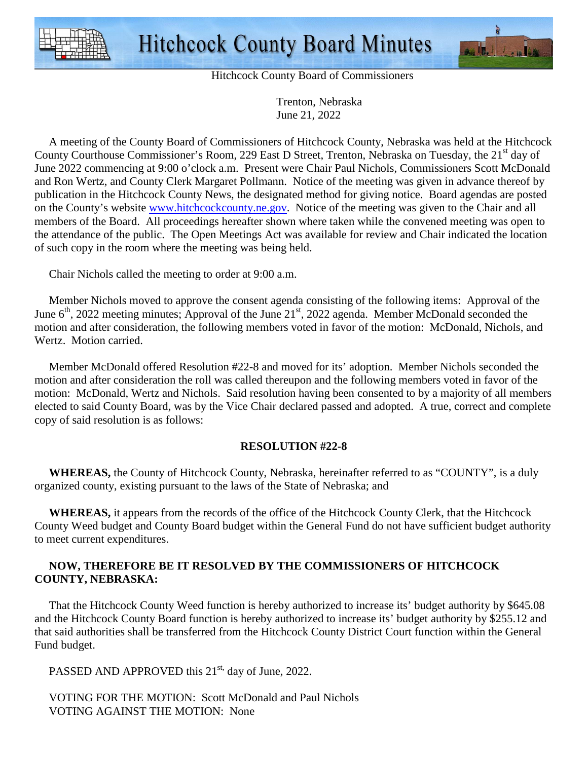# Hitchcock County Board Minutes

Hitchcock County Board of Commissioners

Trenton, Nebraska
June 21, 2022

A meeting of the County Board of Commissioners of Hitchcock County, Nebraska was held at the Hitchcock County Courthouse Commissioner's Room, 229 East D Street, Trenton, Nebraska on Tuesday, the 21st day of June 2022 commencing at 9:00 o'clock a.m. Present were Chair Paul Nichols, Commissioners Scott McDonald and Ron Wertz, and County Clerk Margaret Pollmann. Notice of the meeting was given in advance thereof by publication in the Hitchcock County News, the designated method for giving notice. Board agendas are posted on the County's website www.hitchcockcounty.ne.gov. Notice of the meeting was given to the Chair and all members of the Board. All proceedings hereafter shown where taken while the convened meeting was open to the attendance of the public. The Open Meetings Act was available for review and Chair indicated the location of such copy in the room where the meeting was being held.

Chair Nichols called the meeting to order at 9:00 a.m.

Member Nichols moved to approve the consent agenda consisting of the following items: Approval of the June 6th, 2022 meeting minutes; Approval of the June 21st, 2022 agenda. Member McDonald seconded the motion and after consideration, the following members voted in favor of the motion: McDonald, Nichols, and Wertz. Motion carried.

Member McDonald offered Resolution #22-8 and moved for its' adoption. Member Nichols seconded the motion and after consideration the roll was called thereupon and the following members voted in favor of the motion: McDonald, Wertz and Nichols. Said resolution having been consented to by a majority of all members elected to said County Board, was by the Vice Chair declared passed and adopted. A true, correct and complete copy of said resolution is as follows:

**RESOLUTION #22-8**

**WHEREAS,** the County of Hitchcock County, Nebraska, hereinafter referred to as "COUNTY", is a duly organized county, existing pursuant to the laws of the State of Nebraska; and

**WHEREAS,** it appears from the records of the office of the Hitchcock County Clerk, that the Hitchcock County Weed budget and County Board budget within the General Fund do not have sufficient budget authority to meet current expenditures.

**NOW, THEREFORE BE IT RESOLVED BY THE COMMISSIONERS OF HITCHCOCK COUNTY, NEBRASKA:**

That the Hitchcock County Weed function is hereby authorized to increase its' budget authority by $645.08 and the Hitchcock County Board function is hereby authorized to increase its' budget authority by $255.12 and that said authorities shall be transferred from the Hitchcock County District Court function within the General Fund budget.

PASSED AND APPROVED this 21st, day of June, 2022.

VOTING FOR THE MOTION: Scott McDonald and Paul Nichols
VOTING AGAINST THE MOTION: None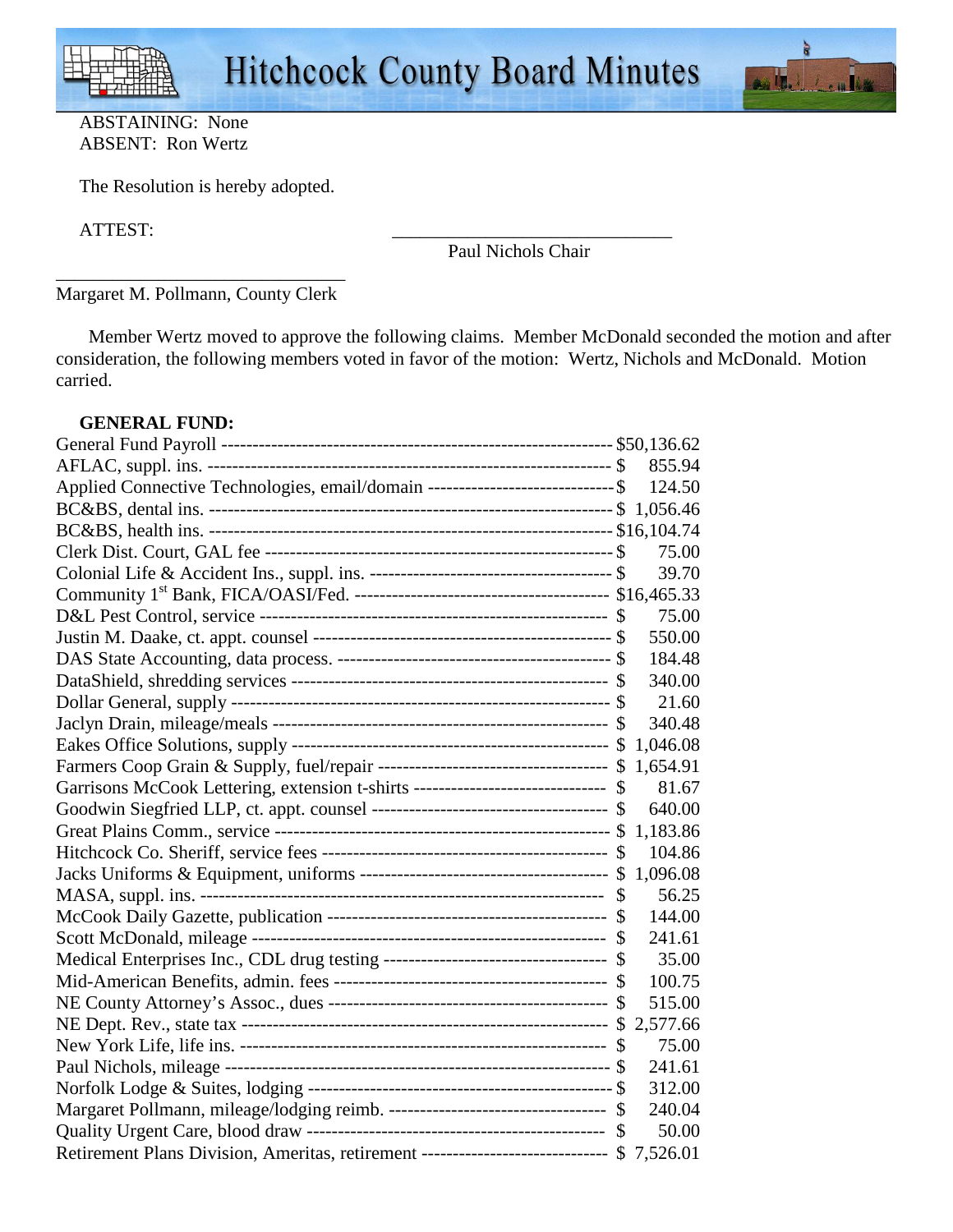ABSTAINING: None
ABSENT: Ron Wertz

The Resolution is hereby adopted.

ATTEST: \_\_\_\_\_\_\_\_\_\_\_\_\_\_\_\_\_\_\_\_\_\_\_\_\_\_\_\_\_\_

Paul Nichols Chair

\_\_\_\_\_\_\_\_\_\_\_\_\_\_\_\_\_\_\_\_\_\_\_\_\_\_\_\_\_\_

Margaret M. Pollmann, County Clerk

Member Wertz moved to approve the following claims. Member McDonald seconded the motion and after consideration, the following members voted in favor of the motion: Wertz, Nichols and McDonald. Motion carried.

**GENERAL FUND:**

| | |
|---|---|
| General Fund Payroll | $50,136.62 |
| AFLAC, suppl. ins. | $ 855.94 |
| Applied Connective Technologies, email/domain | $ 124.50 |
| BC&BS, dental ins. | $ 1,056.46 |
| BC&BS, health ins. | $16,104.74 |
| Clerk Dist. Court, GAL fee | $ 75.00 |
| Colonial Life & Accident Ins., suppl. ins. | $ 39.70 |
| Community 1st Bank, FICA/OASI/Fed. | $16,465.33 |
| D&L Pest Control, service | $ 75.00 |
| Justin M. Daake, ct. appt. counsel | $ 550.00 |
| DAS State Accounting, data process. | $ 184.48 |
| DataShield, shredding services | $ 340.00 |
| Dollar General, supply | $ 21.60 |
| Jaclyn Drain, mileage/meals | $ 340.48 |
| Eakes Office Solutions, supply | $ 1,046.08 |
| Farmers Coop Grain & Supply, fuel/repair | $ 1,654.91 |
| Garrisons McCook Lettering, extension t-shirts | $ 81.67 |
| Goodwin Siegfried LLP, ct. appt. counsel | $ 640.00 |
| Great Plains Comm., service | $ 1,183.86 |
| Hitchcock Co. Sheriff, service fees | $ 104.86 |
| Jacks Uniforms & Equipment, uniforms | $ 1,096.08 |
| MASA, suppl. ins. | $ 56.25 |
| McCook Daily Gazette, publication | $ 144.00 |
| Scott McDonald, mileage | $ 241.61 |
| Medical Enterprises Inc., CDL drug testing | $ 35.00 |
| Mid-American Benefits, admin. fees | $ 100.75 |
| NE County Attorney's Assoc., dues | $ 515.00 |
| NE Dept. Rev., state tax | $ 2,577.66 |
| New York Life, life ins. | $ 75.00 |
| Paul Nichols, mileage | $ 241.61 |
| Norfolk Lodge & Suites, lodging | $ 312.00 |
| Margaret Pollmann, mileage/lodging reimb. | $ 240.04 |
| Quality Urgent Care, blood draw | $ 50.00 |
| Retirement Plans Division, Ameritas, retirement | $ 7,526.01 |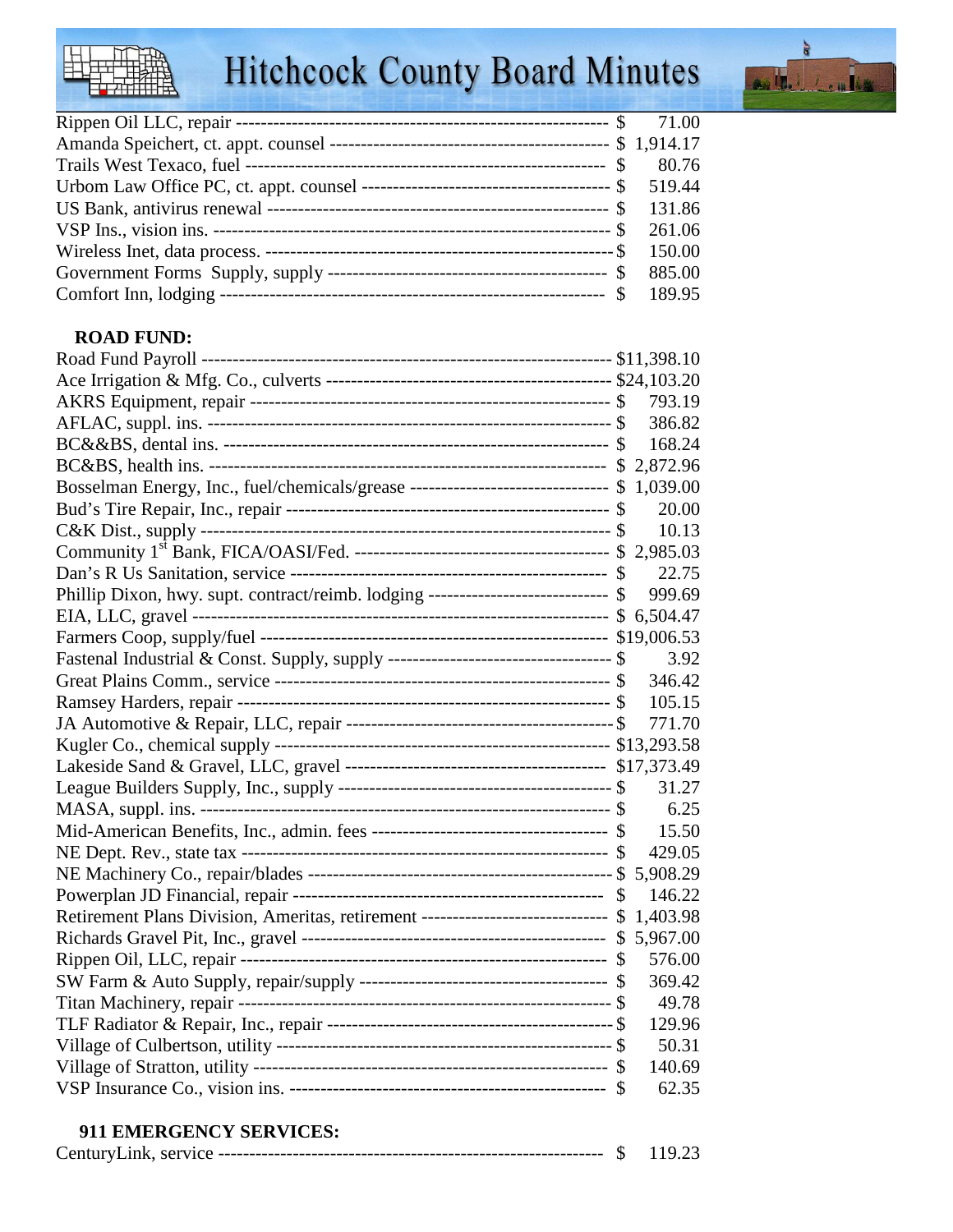| | |
|---|---|
| Rippen Oil LLC, repair | $ 71.00 |
| Amanda Speichert, ct. appt. counsel | $ 1,914.17 |
| Trails West Texaco, fuel | $ 80.76 |
| Urbom Law Office PC, ct. appt. counsel | $ 519.44 |
| US Bank, antivirus renewal | $ 131.86 |
| VSP Ins., vision ins. | $ 261.06 |
| Wireless Inet, data process. | $ 150.00 |
| Government Forms Supply, supply | $ 885.00 |
| Comfort Inn, lodging | $ 189.95 |

**ROAD FUND:**

| | |
|---|---|
| Road Fund Payroll | $11,398.10 |
| Ace Irrigation & Mfg. Co., culverts | $24,103.20 |
| AKRS Equipment, repair | $ 793.19 |
| AFLAC, suppl. ins. | $ 386.82 |
| BC&&BS, dental ins. | $ 168.24 |
| BC&BS, health ins. | $ 2,872.96 |
| Bosselman Energy, Inc., fuel/chemicals/grease | $ 1,039.00 |
| Bud's Tire Repair, Inc., repair | $ 20.00 |
| C&K Dist., supply | $ 10.13 |
| Community 1st Bank, FICA/OASI/Fed. | $ 2,985.03 |
| Dan's R Us Sanitation, service | $ 22.75 |
| Phillip Dixon, hwy. supt. contract/reimb. lodging | $ 999.69 |
| EIA, LLC, gravel | $ 6,504.47 |
| Farmers Coop, supply/fuel | $19,006.53 |
| Fastenal Industrial & Const. Supply, supply | $ 3.92 |
| Great Plains Comm., service | $ 346.42 |
| Ramsey Harders, repair | $ 105.15 |
| JA Automotive & Repair, LLC, repair | $ 771.70 |
| Kugler Co., chemical supply | $13,293.58 |
| Lakeside Sand & Gravel, LLC, gravel | $17,373.49 |
| League Builders Supply, Inc., supply | $ 31.27 |
| MASA, suppl. ins. | $ 6.25 |
| Mid-American Benefits, Inc., admin. fees | $ 15.50 |
| NE Dept. Rev., state tax | $ 429.05 |
| NE Machinery Co., repair/blades | $ 5,908.29 |
| Powerplan JD Financial, repair | $ 146.22 |
| Retirement Plans Division, Ameritas, retirement | $ 1,403.98 |
| Richards Gravel Pit, Inc., gravel | $ 5,967.00 |
| Rippen Oil, LLC, repair | $ 576.00 |
| SW Farm & Auto Supply, repair/supply | $ 369.42 |
| Titan Machinery, repair | $ 49.78 |
| TLF Radiator & Repair, Inc., repair | $ 129.96 |
| Village of Culbertson, utility | $ 50.31 |
| Village of Stratton, utility | $ 140.69 |
| VSP Insurance Co., vision ins. | $ 62.35 |

**911 EMERGENCY SERVICES:**

| | |
|---|---|
| CenturyLink, service | $ 119.23 |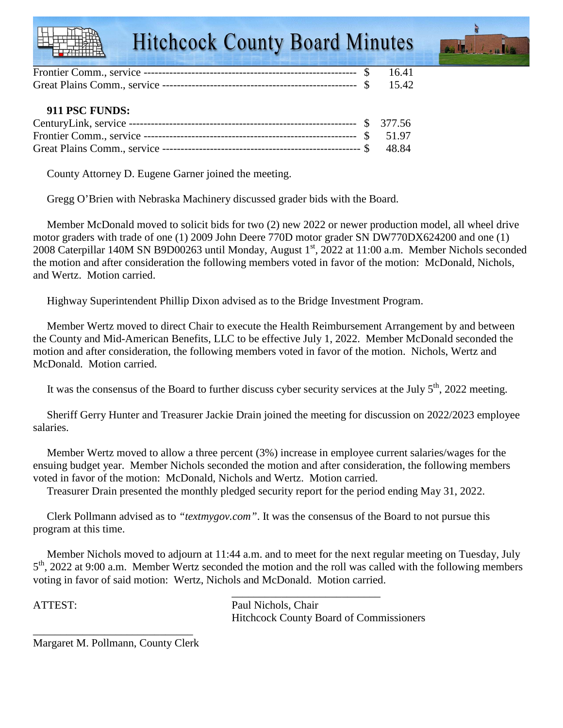Frontier Comm., service ------------------------------------------------------- $ 16.41
Great Plains Comm., service -------------------------------------------------- $ 15.42

**911 PSC FUNDS:**

CenturyLink, service ---------------------------------------------------------- $ 377.56
Frontier Comm., service ------------------------------------------------------- $ 51.97
Great Plains Comm., service -------------------------------------------------- $ 48.84

County Attorney D. Eugene Garner joined the meeting.

Gregg O'Brien with Nebraska Machinery discussed grader bids with the Board.

Member McDonald moved to solicit bids for two (2) new 2022 or newer production model, all wheel drive motor graders with trade of one (1) 2009 John Deere 770D motor grader SN DW770DX624200 and one (1) 2008 Caterpillar 140M SN B9D00263 until Monday, August 1st, 2022 at 11:00 a.m. Member Nichols seconded the motion and after consideration the following members voted in favor of the motion: McDonald, Nichols, and Wertz. Motion carried.

Highway Superintendent Phillip Dixon advised as to the Bridge Investment Program.

Member Wertz moved to direct Chair to execute the Health Reimbursement Arrangement by and between the County and Mid-American Benefits, LLC to be effective July 1, 2022. Member McDonald seconded the motion and after consideration, the following members voted in favor of the motion. Nichols, Wertz and McDonald. Motion carried.

It was the consensus of the Board to further discuss cyber security services at the July 5th, 2022 meeting.

Sheriff Gerry Hunter and Treasurer Jackie Drain joined the meeting for discussion on 2022/2023 employee salaries.

Member Wertz moved to allow a three percent (3%) increase in employee current salaries/wages for the ensuing budget year. Member Nichols seconded the motion and after consideration, the following members voted in favor of the motion: McDonald, Nichols and Wertz. Motion carried.

Treasurer Drain presented the monthly pledged security report for the period ending May 31, 2022.

Clerk Pollmann advised as to *"textmygov.com"*. It was the consensus of the Board to not pursue this program at this time.

Member Nichols moved to adjourn at 11:44 a.m. and to meet for the next regular meeting on Tuesday, July 5th, 2022 at 9:00 a.m. Member Wertz seconded the motion and the roll was called with the following members voting in favor of said motion: Wertz, Nichols and McDonald. Motion carried.

ATTEST:

\_\_\_\_\_\_\_\_\_\_\_\_\_\_\_\_\_\_\_\_\_\_\_\_\_\_\_\_
Paul Nichols, Chair
Hitchcock County Board of Commissioners

\_\_\_\_\_\_\_\_\_\_\_\_\_\_\_\_\_\_\_\_\_\_\_\_\_\_\_\_
Margaret M. Pollmann, County Clerk